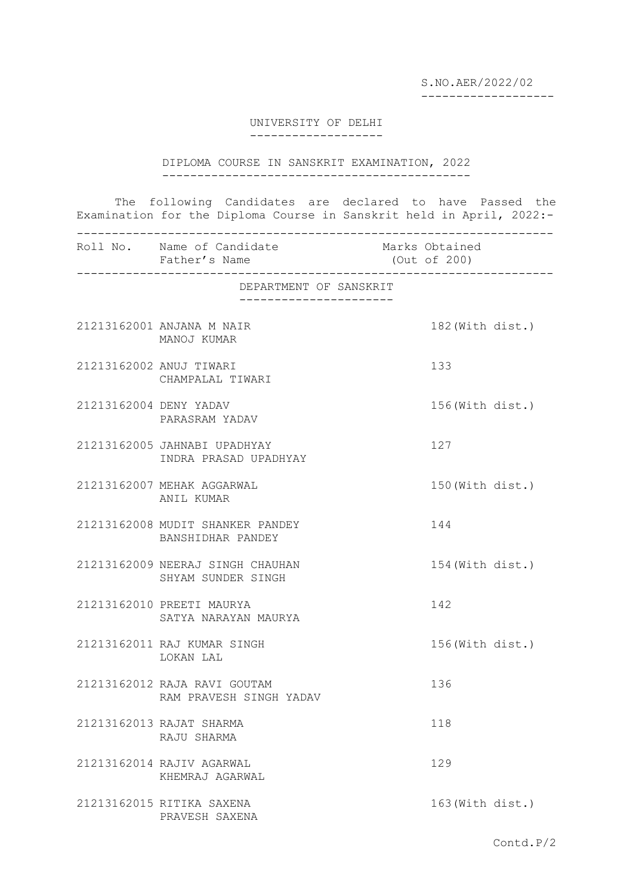S.NO.AER/2022/02

# UNIVERSITY OF DELHI

## DIPLOMA COURSE IN SANSKRIT EXAMINATION, 2022

The following Candidates are declared to have Passed the Examination for the Diploma Course in Sanskrit held in April, 2022:-

| Roll No. | Name of Candidate<br>Father's Name | Marks Obtained<br>(Out of 200) |
|---|---|---|
| | **DEPARTMENT OF SANSKRIT** | |
| 21213162001 | ANJANA M NAIR<br>MANOJ KUMAR | 182(With dist.) |
| 21213162002 | ANUJ TIWARI<br>CHAMPALAL TIWARI | 133 |
| 21213162004 | DENY YADAV<br>PARASRAM YADAV | 156(With dist.) |
| 21213162005 | JAHNABI UPADHYAY<br>INDRA PRASAD UPADHYAY | 127 |
| 21213162007 | MEHAK AGGARWAL<br>ANIL KUMAR | 150(With dist.) |
| 21213162008 | MUDIT SHANKER PANDEY<br>BANSHIDHAR PANDEY | 144 |
| 21213162009 | NEERAJ SINGH CHAUHAN<br>SHYAM SUNDER SINGH | 154(With dist.) |
| 21213162010 | PREETI MAURYA<br>SATYA NARAYAN MAURYA | 142 |
| 21213162011 | RAJ KUMAR SINGH<br>LOKAN LAL | 156(With dist.) |
| 21213162012 | RAJA RAVI GOUTAM<br>RAM PRAVESH SINGH YADAV | 136 |
| 21213162013 | RAJAT SHARMA<br>RAJU SHARMA | 118 |
| 21213162014 | RAJIV AGARWAL<br>KHEMRAJ AGARWAL | 129 |
| 21213162015 | RITIKA SAXENA<br>PRAVESH SAXENA | 163(With dist.) |

Contd.P/2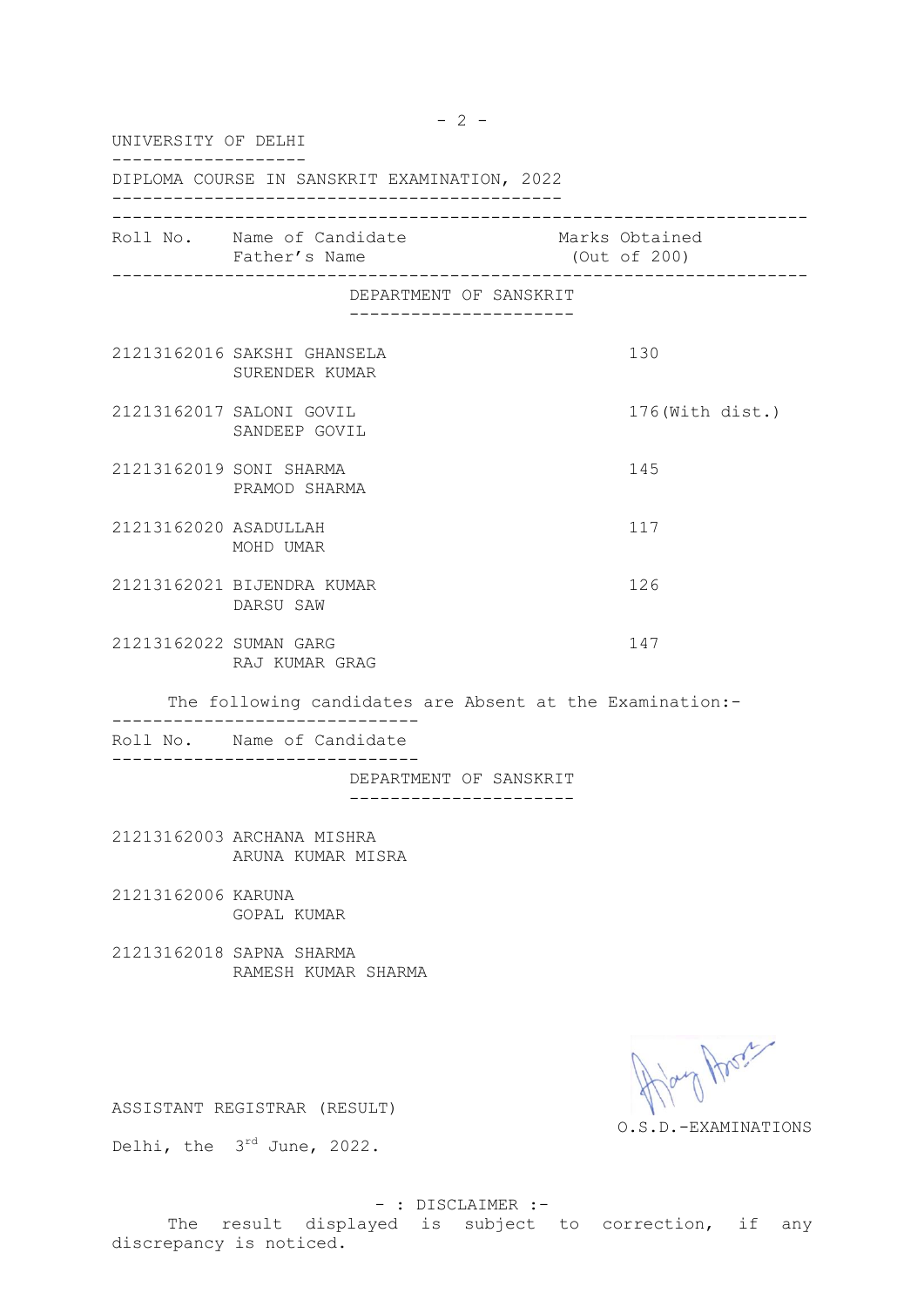UNIVERSITY OF DELHI

DIPLOMA COURSE IN SANSKRIT EXAMINATION, 2022

| Roll No. | Name of Candidate / Father's Name | Marks Obtained (Out of 200) |
|---|---|---|
| | **DEPARTMENT OF SANSKRIT** | |
| 21213162016 | SAKSHI GHANSELA / SURENDER KUMAR | 130 |
| 21213162017 | SALONI GOVIL / SANDEEP GOVIL | 176(With dist.) |
| 21213162019 | SONI SHARMA / PRAMOD SHARMA | 145 |
| 21213162020 | ASADULLAH / MOHD UMAR | 117 |
| 21213162021 | BIJENDRA KUMAR / DARSU SAW | 126 |
| 21213162022 | SUMAN GARG / RAJ KUMAR GRAG | 147 |

The following candidates are Absent at the Examination:-

| Roll No. | Name of Candidate |
|---|---|
| | **DEPARTMENT OF SANSKRIT** |
| 21213162003 | ARCHANA MISHRA / ARUNA KUMAR MISRA |
| 21213162006 | KARUNA / GOPAL KUMAR |
| 21213162018 | SAPNA SHARMA / RAMESH KUMAR SHARMA |

ASSISTANT REGISTRAR (RESULT)

O.S.D.-EXAMINATIONS

Delhi, the 3rd June, 2022.

- : DISCLAIMER :-

The result displayed is subject to correction, if any discrepancy is noticed.